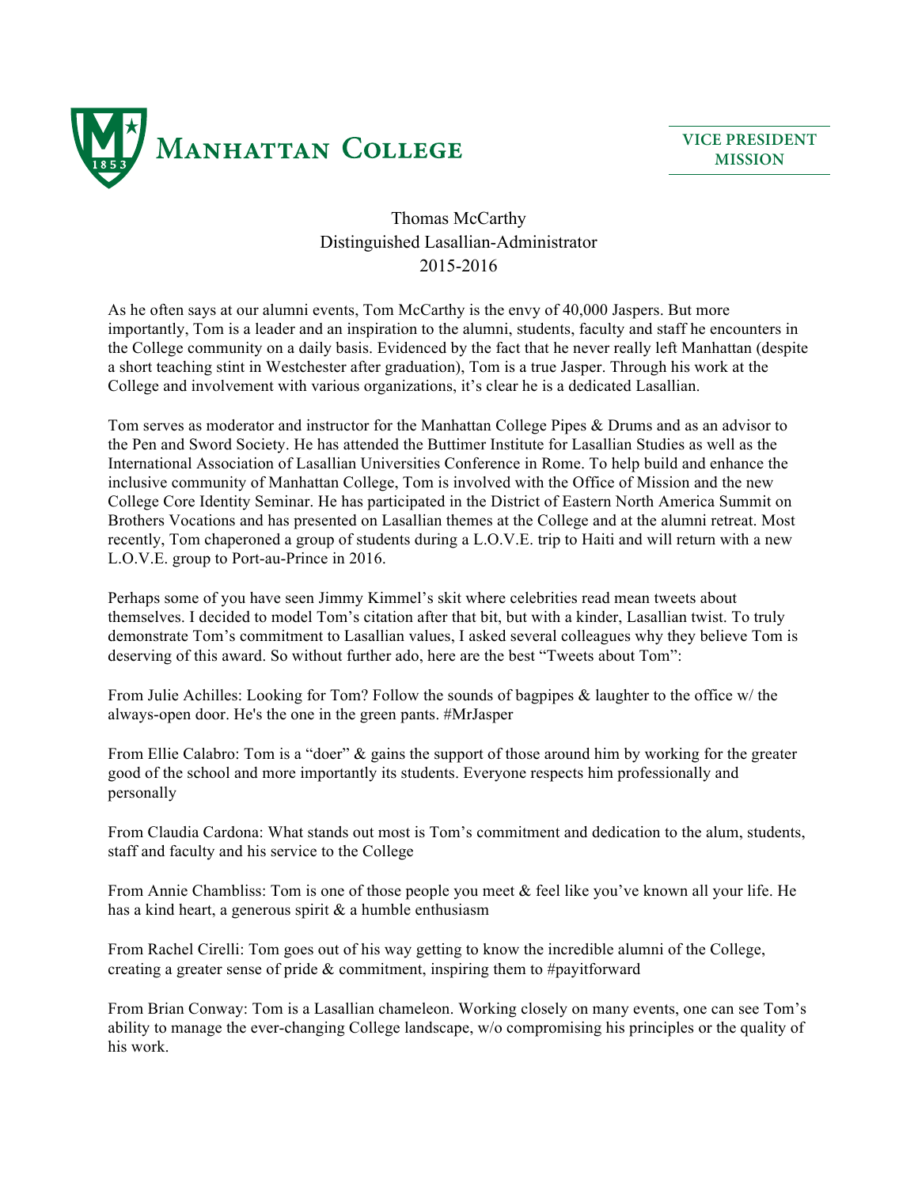MANHATTAN COLLEGE

VICE PRESIDENT MISSION

# Thomas McCarthy
## Distinguished Lasallian-Administrator
## 2015-2016

As he often says at our alumni events, Tom McCarthy is the envy of 40,000 Jaspers. But more importantly, Tom is a leader and an inspiration to the alumni, students, faculty and staff he encounters in the College community on a daily basis. Evidenced by the fact that he never really left Manhattan (despite a short teaching stint in Westchester after graduation), Tom is a true Jasper. Through his work at the College and involvement with various organizations, it's clear he is a dedicated Lasallian.

Tom serves as moderator and instructor for the Manhattan College Pipes & Drums and as an advisor to the Pen and Sword Society. He has attended the Buttimer Institute for Lasallian Studies as well as the International Association of Lasallian Universities Conference in Rome. To help build and enhance the inclusive community of Manhattan College, Tom is involved with the Office of Mission and the new College Core Identity Seminar. He has participated in the District of Eastern North America Summit on Brothers Vocations and has presented on Lasallian themes at the College and at the alumni retreat. Most recently, Tom chaperoned a group of students during a L.O.V.E. trip to Haiti and will return with a new L.O.V.E. group to Port-au-Prince in 2016.

Perhaps some of you have seen Jimmy Kimmel's skit where celebrities read mean tweets about themselves. I decided to model Tom's citation after that bit, but with a kinder, Lasallian twist. To truly demonstrate Tom's commitment to Lasallian values, I asked several colleagues why they believe Tom is deserving of this award. So without further ado, here are the best "Tweets about Tom":

From Julie Achilles: Looking for Tom? Follow the sounds of bagpipes & laughter to the office w/ the always-open door. He's the one in the green pants. #MrJasper

From Ellie Calabro: Tom is a "doer" & gains the support of those around him by working for the greater good of the school and more importantly its students. Everyone respects him professionally and personally

From Claudia Cardona: What stands out most is Tom's commitment and dedication to the alum, students, staff and faculty and his service to the College

From Annie Chambliss: Tom is one of those people you meet & feel like you've known all your life. He has a kind heart, a generous spirit & a humble enthusiasm

From Rachel Cirelli: Tom goes out of his way getting to know the incredible alumni of the College, creating a greater sense of pride & commitment, inspiring them to #payitforward

From Brian Conway: Tom is a Lasallian chameleon. Working closely on many events, one can see Tom's ability to manage the ever-changing College landscape, w/o compromising his principles or the quality of his work.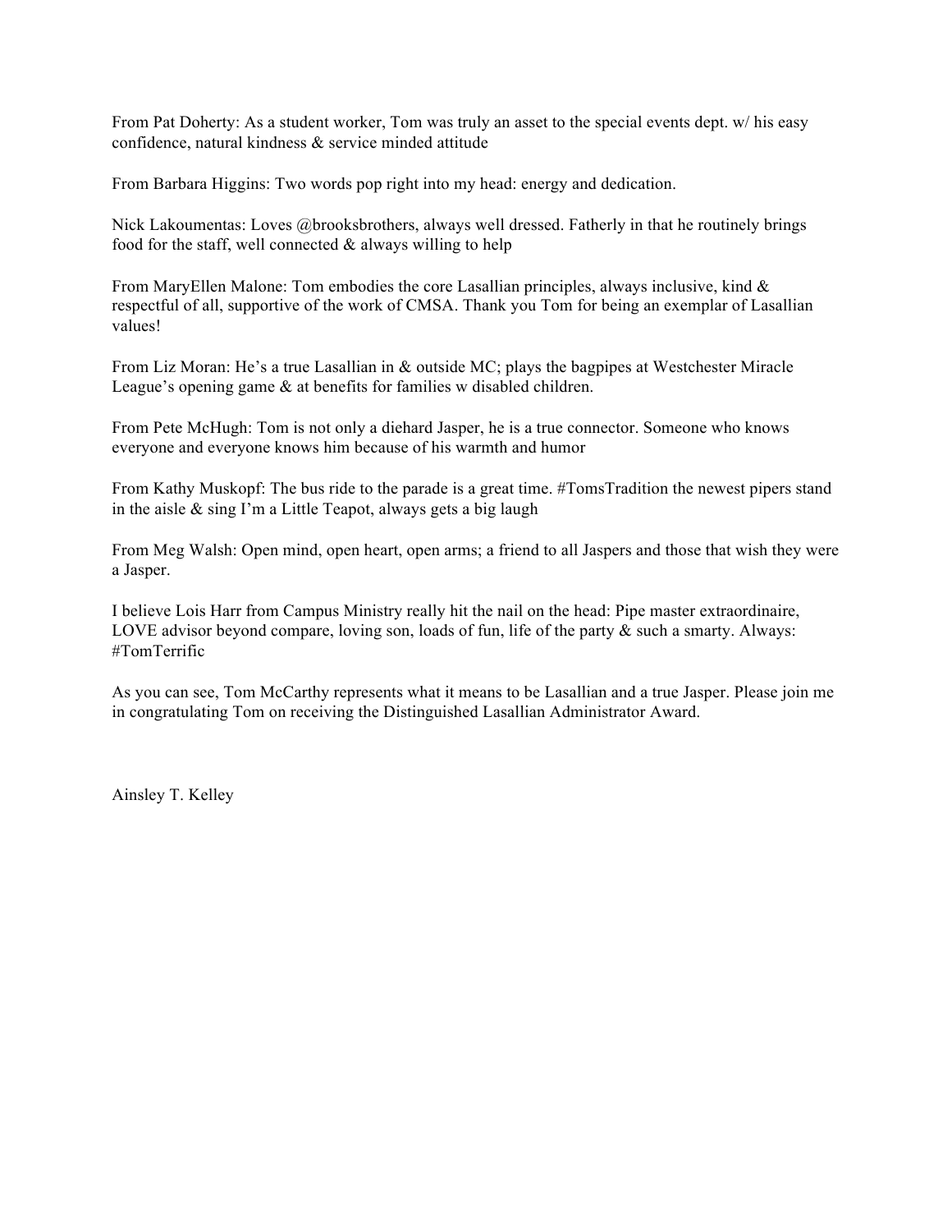From Pat Doherty: As a student worker, Tom was truly an asset to the special events dept. w/ his easy confidence, natural kindness & service minded attitude

From Barbara Higgins: Two words pop right into my head: energy and dedication.

Nick Lakoumentas: Loves @brooksbrothers, always well dressed. Fatherly in that he routinely brings food for the staff, well connected & always willing to help

From MaryEllen Malone: Tom embodies the core Lasallian principles, always inclusive, kind & respectful of all, supportive of the work of CMSA. Thank you Tom for being an exemplar of Lasallian values!

From Liz Moran: He's a true Lasallian in & outside MC; plays the bagpipes at Westchester Miracle League's opening game & at benefits for families w disabled children.

From Pete McHugh: Tom is not only a diehard Jasper, he is a true connector. Someone who knows everyone and everyone knows him because of his warmth and humor

From Kathy Muskopf: The bus ride to the parade is a great time. #TomsTradition the newest pipers stand in the aisle & sing I'm a Little Teapot, always gets a big laugh

From Meg Walsh: Open mind, open heart, open arms; a friend to all Jaspers and those that wish they were a Jasper.

I believe Lois Harr from Campus Ministry really hit the nail on the head: Pipe master extraordinaire, LOVE advisor beyond compare, loving son, loads of fun, life of the party & such a smarty. Always: #TomTerrific

As you can see, Tom McCarthy represents what it means to be Lasallian and a true Jasper. Please join me in congratulating Tom on receiving the Distinguished Lasallian Administrator Award.

Ainsley T. Kelley